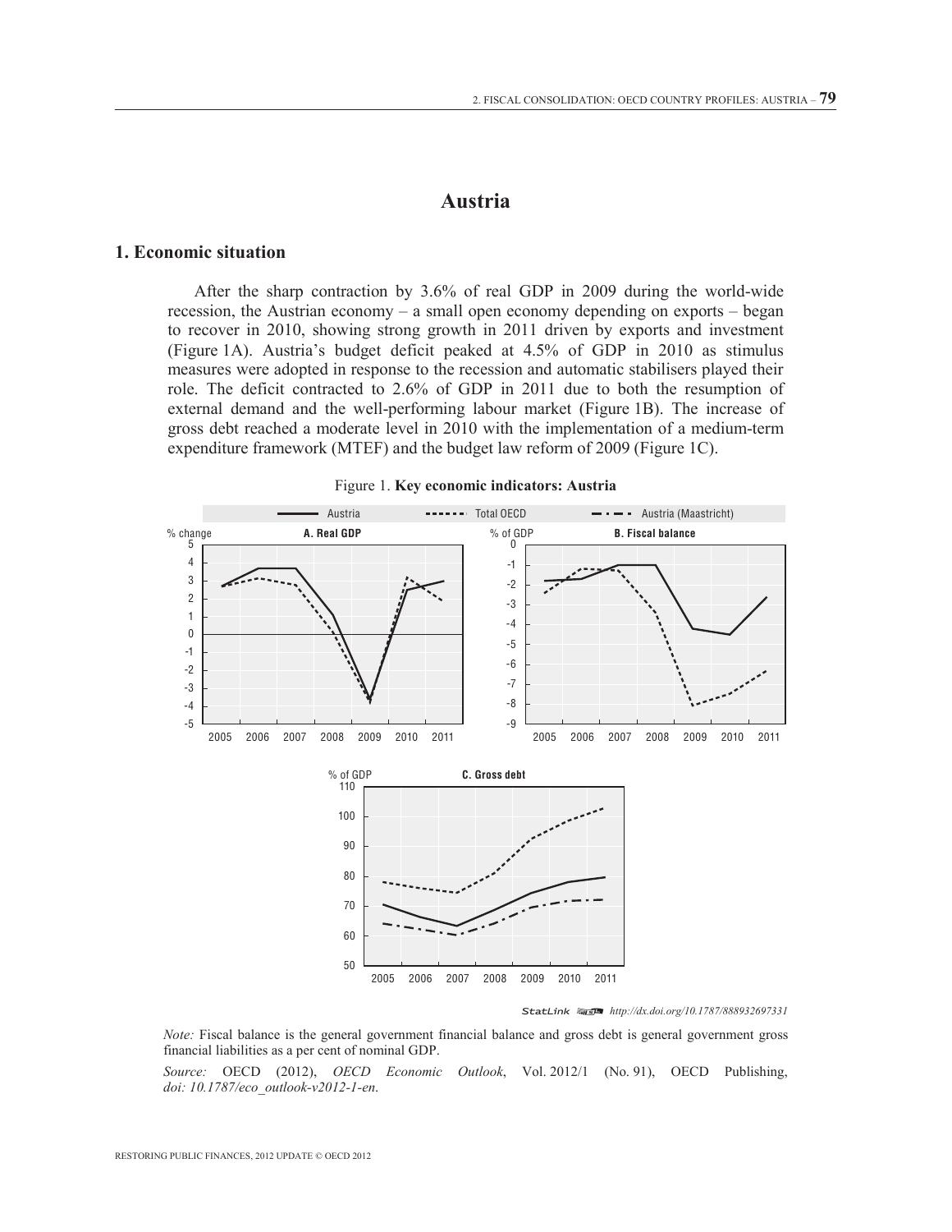# Austria

## 1. Economic situation

After the sharp contraction by 3.6% of real GDP in 2009 during the world-wide recession, the Austrian economy – a small open economy depending on exports – began to recover in 2010, showing strong growth in 2011 driven by exports and investment (Figure 1A). Austria's budget deficit peaked at 4.5% of GDP in 2010 as stimulus measures were adopted in response to the recession and automatic stabilisers played their role. The deficit contracted to 2.6% of GDP in 2011 due to both the resumption of external demand and the well-performing labour market (Figure 1B). The increase of gross debt reached a moderate level in 2010 with the implementation of a medium-term expenditure framework (MTEF) and the budget law reform of 2009 (Figure 1C).

Figure 1. **Key economic indicators: Austria**

StatLink http://dx.doi.org/10.1787/888932697331

*Note:* Fiscal balance is the general government financial balance and gross debt is general government gross financial liabilities as a per cent of nominal GDP.

*Source:* OECD (2012), *OECD Economic Outlook*, Vol. 2012/1 (No. 91), OECD Publishing, *doi: 10.1787/eco_outlook-v2012-1-en*.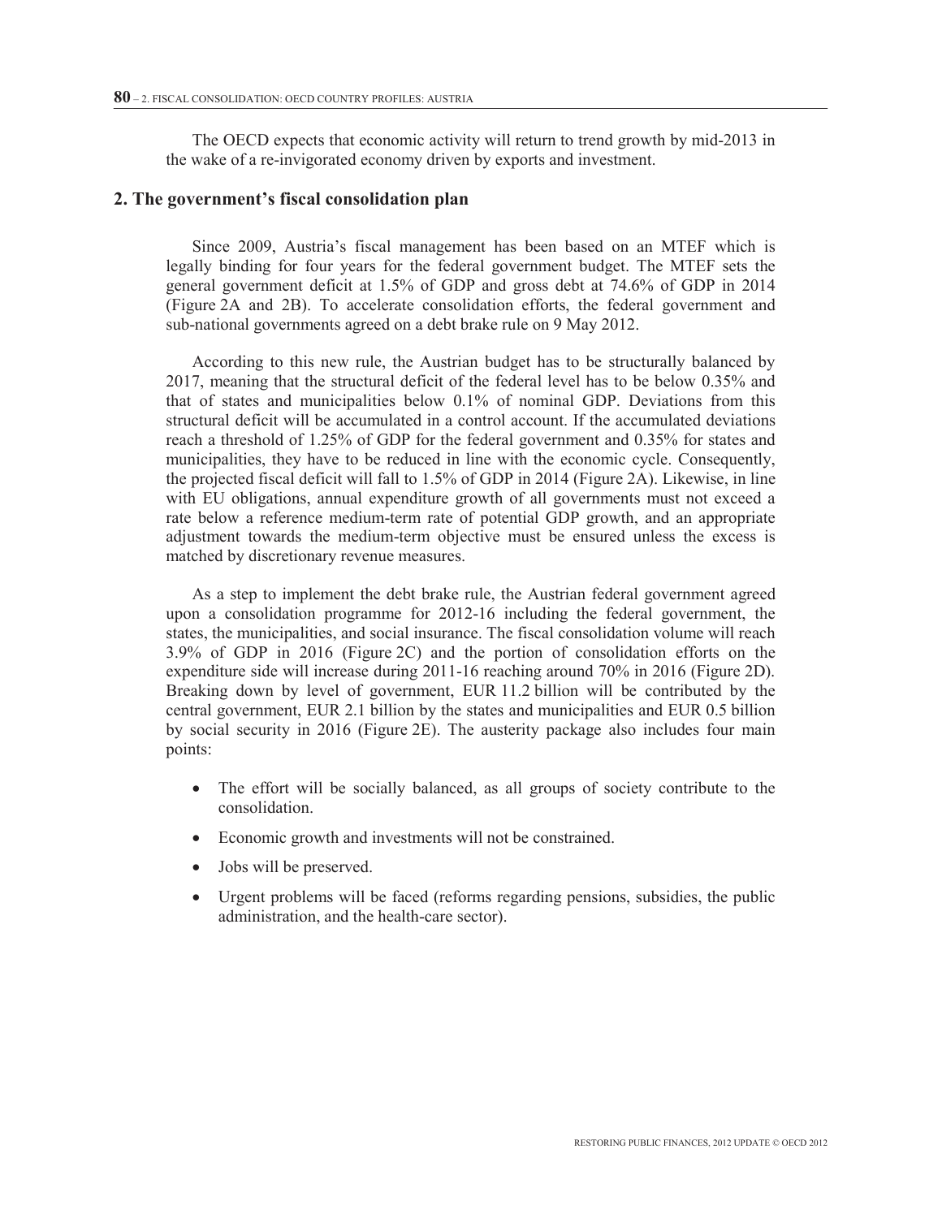The OECD expects that economic activity will return to trend growth by mid-2013 in the wake of a re-invigorated economy driven by exports and investment.

## 2. The government's fiscal consolidation plan

Since 2009, Austria's fiscal management has been based on an MTEF which is legally binding for four years for the federal government budget. The MTEF sets the general government deficit at 1.5% of GDP and gross debt at 74.6% of GDP in 2014 (Figure 2A and 2B). To accelerate consolidation efforts, the federal government and sub-national governments agreed on a debt brake rule on 9 May 2012.

According to this new rule, the Austrian budget has to be structurally balanced by 2017, meaning that the structural deficit of the federal level has to be below 0.35% and that of states and municipalities below 0.1% of nominal GDP. Deviations from this structural deficit will be accumulated in a control account. If the accumulated deviations reach a threshold of 1.25% of GDP for the federal government and 0.35% for states and municipalities, they have to be reduced in line with the economic cycle. Consequently, the projected fiscal deficit will fall to 1.5% of GDP in 2014 (Figure 2A). Likewise, in line with EU obligations, annual expenditure growth of all governments must not exceed a rate below a reference medium-term rate of potential GDP growth, and an appropriate adjustment towards the medium-term objective must be ensured unless the excess is matched by discretionary revenue measures.

As a step to implement the debt brake rule, the Austrian federal government agreed upon a consolidation programme for 2012-16 including the federal government, the states, the municipalities, and social insurance. The fiscal consolidation volume will reach 3.9% of GDP in 2016 (Figure 2C) and the portion of consolidation efforts on the expenditure side will increase during 2011-16 reaching around 70% in 2016 (Figure 2D). Breaking down by level of government, EUR 11.2 billion will be contributed by the central government, EUR 2.1 billion by the states and municipalities and EUR 0.5 billion by social security in 2016 (Figure 2E). The austerity package also includes four main points:

- The effort will be socially balanced, as all groups of society contribute to the consolidation.
- Economic growth and investments will not be constrained.
- Jobs will be preserved.
- Urgent problems will be faced (reforms regarding pensions, subsidies, the public administration, and the health-care sector).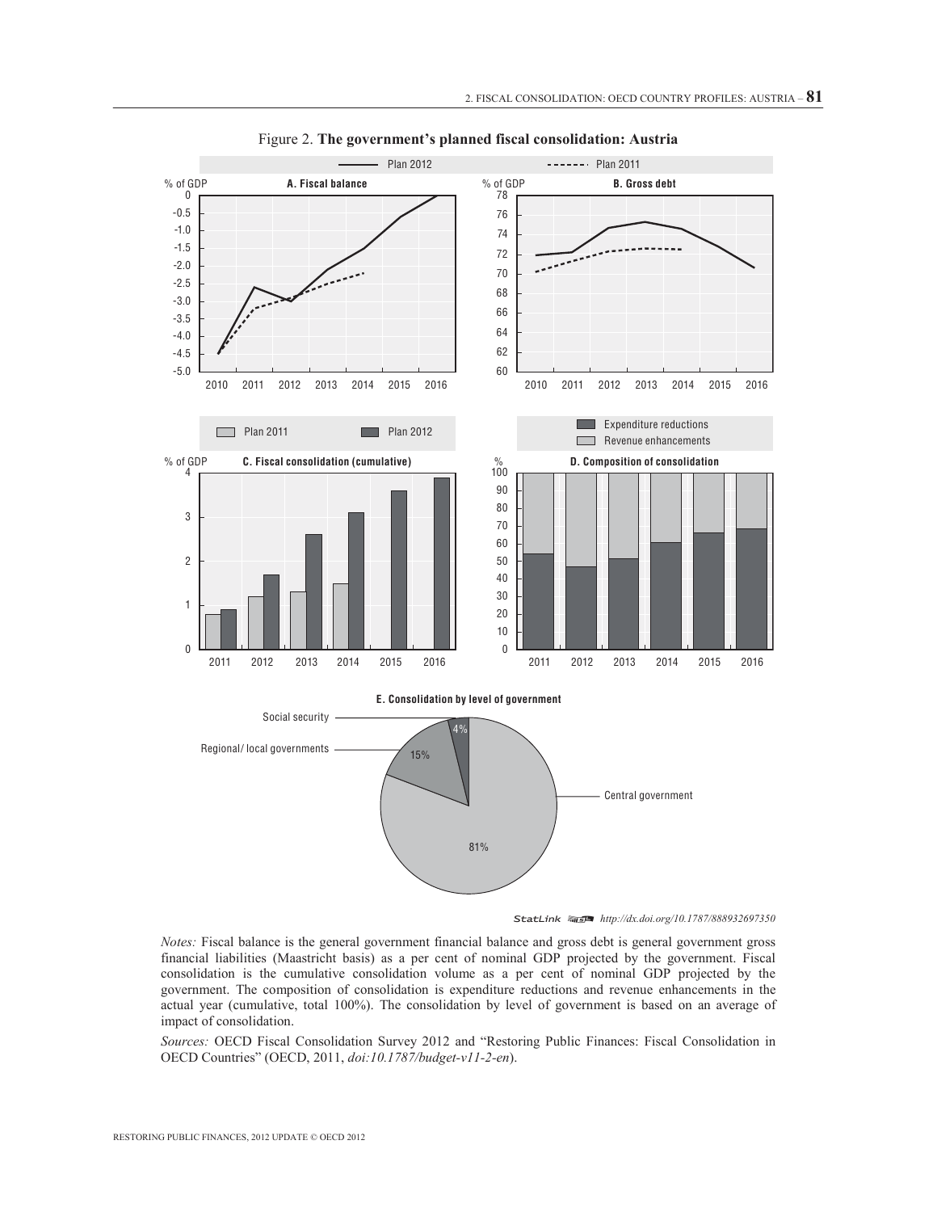Figure 2. **The government's planned fiscal consolidation: Austria**

StatLink http://dx.doi.org/10.1787/888932697350

*Notes:* Fiscal balance is the general government financial balance and gross debt is general government gross financial liabilities (Maastricht basis) as a per cent of nominal GDP projected by the government. Fiscal consolidation is the cumulative consolidation volume as a per cent of nominal GDP projected by the government. The composition of consolidation is expenditure reductions and revenue enhancements in the actual year (cumulative, total 100%). The consolidation by level of government is based on an average of impact of consolidation.

*Sources:* OECD Fiscal Consolidation Survey 2012 and "Restoring Public Finances: Fiscal Consolidation in OECD Countries" (OECD, 2011, *doi:10.1787/budget-v11-2-en*).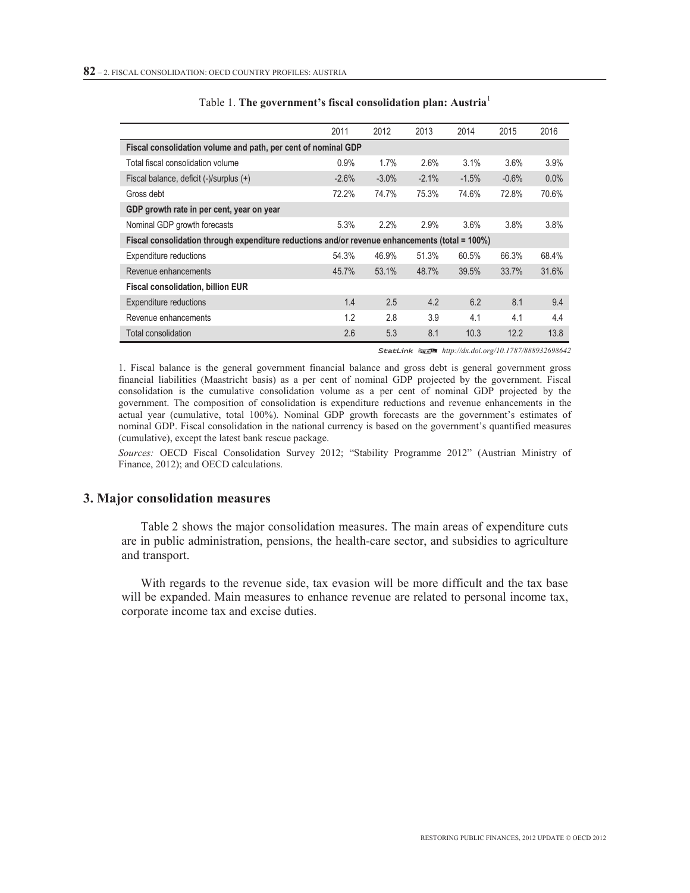Table 1. **The government's fiscal consolidation plan: Austria**[1]

| | 2011 | 2012 | 2013 | 2014 | 2015 | 2016 |
|---|---|---|---|---|---|---|
| **Fiscal consolidation volume and path, per cent of nominal GDP** | | | | | | |
| Total fiscal consolidation volume | 0.9% | 1.7% | 2.6% | 3.1% | 3.6% | 3.9% |
| Fiscal balance, deficit (-)/surplus (+) | -2.6% | -3.0% | -2.1% | -1.5% | -0.6% | 0.0% |
| Gross debt | 72.2% | 74.7% | 75.3% | 74.6% | 72.8% | 70.6% |
| **GDP growth rate in per cent, year on year** | | | | | | |
| Nominal GDP growth forecasts | 5.3% | 2.2% | 2.9% | 3.6% | 3.8% | 3.8% |
| **Fiscal consolidation through expenditure reductions and/or revenue enhancements (total = 100%)** | | | | | | |
| Expenditure reductions | 54.3% | 46.9% | 51.3% | 60.5% | 66.3% | 68.4% |
| Revenue enhancements | 45.7% | 53.1% | 48.7% | 39.5% | 33.7% | 31.6% |
| **Fiscal consolidation, billion EUR** | | | | | | |
| Expenditure reductions | 1.4 | 2.5 | 4.2 | 6.2 | 8.1 | 9.4 |
| Revenue enhancements | 1.2 | 2.8 | 3.9 | 4.1 | 4.1 | 4.4 |
| Total consolidation | 2.6 | 5.3 | 8.1 | 10.3 | 12.2 | 13.8 |

StatLink http://dx.doi.org/10.1787/888932698642

1. Fiscal balance is the general government financial balance and gross debt is general government gross financial liabilities (Maastricht basis) as a per cent of nominal GDP projected by the government. Fiscal consolidation is the cumulative consolidation volume as a per cent of nominal GDP projected by the government. The composition of consolidation is expenditure reductions and revenue enhancements in the actual year (cumulative, total 100%). Nominal GDP growth forecasts are the government's estimates of nominal GDP. Fiscal consolidation in the national currency is based on the government's quantified measures (cumulative), except the latest bank rescue package.

*Sources:* OECD Fiscal Consolidation Survey 2012; "Stability Programme 2012" (Austrian Ministry of Finance, 2012); and OECD calculations.

## 3. Major consolidation measures

Table 2 shows the major consolidation measures. The main areas of expenditure cuts are in public administration, pensions, the health-care sector, and subsidies to agriculture and transport.

With regards to the revenue side, tax evasion will be more difficult and the tax base will be expanded. Main measures to enhance revenue are related to personal income tax, corporate income tax and excise duties.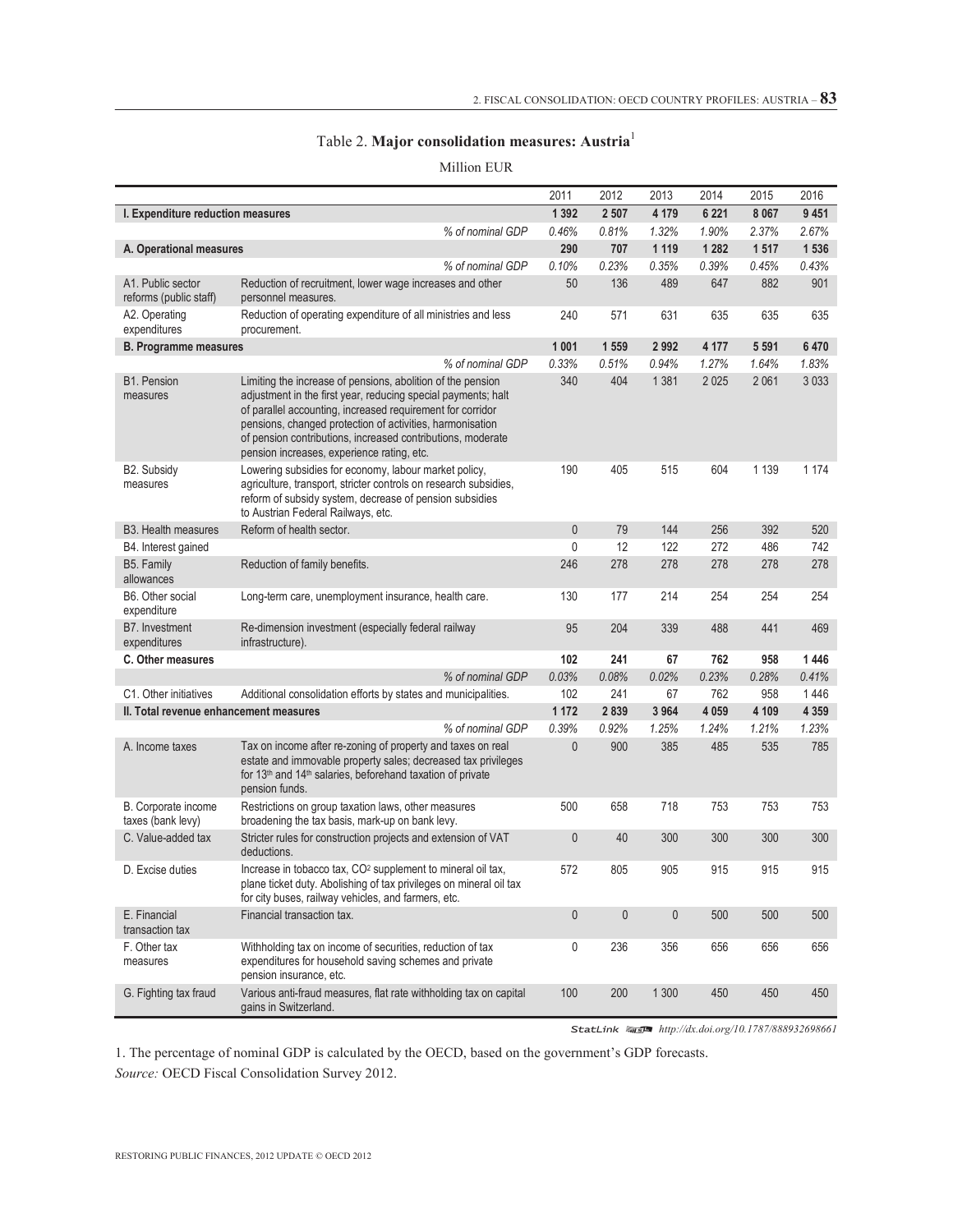## Table 2. **Major consolidation measures: Austria**[1]

Million EUR

| | | 2011 | 2012 | 2013 | 2014 | 2015 | 2016 |
|---|---|---|---|---|---|---|---|
| **I. Expenditure reduction measures** | | **1 392** | **2 507** | **4 179** | **6 221** | **8 067** | **9 451** |
| | *% of nominal GDP* | *0.46%* | *0.81%* | *1.32%* | *1.90%* | *2.37%* | *2.67%* |
| **A. Operational measures** | | **290** | **707** | **1 119** | **1 282** | **1 517** | **1 536** |
| | *% of nominal GDP* | *0.10%* | *0.23%* | *0.35%* | *0.39%* | *0.45%* | *0.43%* |
| A1. Public sector reforms (public staff) | Reduction of recruitment, lower wage increases and other personnel measures. | 50 | 136 | 489 | 647 | 882 | 901 |
| A2. Operating expenditures | Reduction of operating expenditure of all ministries and less procurement. | 240 | 571 | 631 | 635 | 635 | 635 |
| **B. Programme measures** | | **1 001** | **1 559** | **2 992** | **4 177** | **5 591** | **6 470** |
| | *% of nominal GDP* | *0.33%* | *0.51%* | *0.94%* | *1.27%* | *1.64%* | *1.83%* |
| B1. Pension measures | Limiting the increase of pensions, abolition of the pension adjustment in the first year, reducing special payments; halt of parallel accounting, increased requirement for corridor pensions, changed protection of activities, harmonisation of pension contributions, increased contributions, moderate pension increases, experience rating, etc. | 340 | 404 | 1 381 | 2 025 | 2 061 | 3 033 |
| B2. Subsidy measures | Lowering subsidies for economy, labour market policy, agriculture, transport, stricter controls on research subsidies, reform of subsidy system, decrease of pension subsidies to Austrian Federal Railways, etc. | 190 | 405 | 515 | 604 | 1 139 | 1 174 |
| B3. Health measures | Reform of health sector. | 0 | 79 | 144 | 256 | 392 | 520 |
| B4. Interest gained | | 0 | 12 | 122 | 272 | 486 | 742 |
| B5. Family allowances | Reduction of family benefits. | 246 | 278 | 278 | 278 | 278 | 278 |
| B6. Other social expenditure | Long-term care, unemployment insurance, health care. | 130 | 177 | 214 | 254 | 254 | 254 |
| B7. Investment expenditures | Re-dimension investment (especially federal railway infrastructure). | 95 | 204 | 339 | 488 | 441 | 469 |
| **C. Other measures** | | **102** | **241** | **67** | **762** | **958** | **1 446** |
| | *% of nominal GDP* | *0.03%* | *0.08%* | *0.02%* | *0.23%* | *0.28%* | *0.41%* |
| C1. Other initiatives | Additional consolidation efforts by states and municipalities. | 102 | 241 | 67 | 762 | 958 | 1 446 |
| **II. Total revenue enhancement measures** | | **1 172** | **2 839** | **3 964** | **4 059** | **4 109** | **4 359** |
| | *% of nominal GDP* | *0.39%* | *0.92%* | *1.25%* | *1.24%* | *1.21%* | *1.23%* |
| A. Income taxes | Tax on income after re-zoning of property and taxes on real estate and immovable property sales; decreased tax privileges for 13th and 14th salaries, beforehand taxation of private pension funds. | 0 | 900 | 385 | 485 | 535 | 785 |
| B. Corporate income taxes (bank levy) | Restrictions on group taxation laws, other measures broadening the tax basis, mark-up on bank levy. | 500 | 658 | 718 | 753 | 753 | 753 |
| C. Value-added tax | Stricter rules for construction projects and extension of VAT deductions. | 0 | 40 | 300 | 300 | 300 | 300 |
| D. Excise duties | Increase in tobacco tax, $CO_2$ supplement to mineral oil tax, plane ticket duty. Abolishing of tax privileges on mineral oil tax for city buses, railway vehicles, and farmers, etc. | 572 | 805 | 905 | 915 | 915 | 915 |
| E. Financial transaction tax | Financial transaction tax. | 0 | 0 | 0 | 500 | 500 | 500 |
| F. Other tax measures | Withholding tax on income of securities, reduction of tax expenditures for household saving schemes and private pension insurance, etc. | 0 | 236 | 356 | 656 | 656 | 656 |
| G. Fighting tax fraud | Various anti-fraud measures, flat rate withholding tax on capital gains in Switzerland. | 100 | 200 | 1 300 | 450 | 450 | 450 |

StatLink http://dx.doi.org/10.1787/888932698661

1. The percentage of nominal GDP is calculated by the OECD, based on the government's GDP forecasts.

*Source:* OECD Fiscal Consolidation Survey 2012.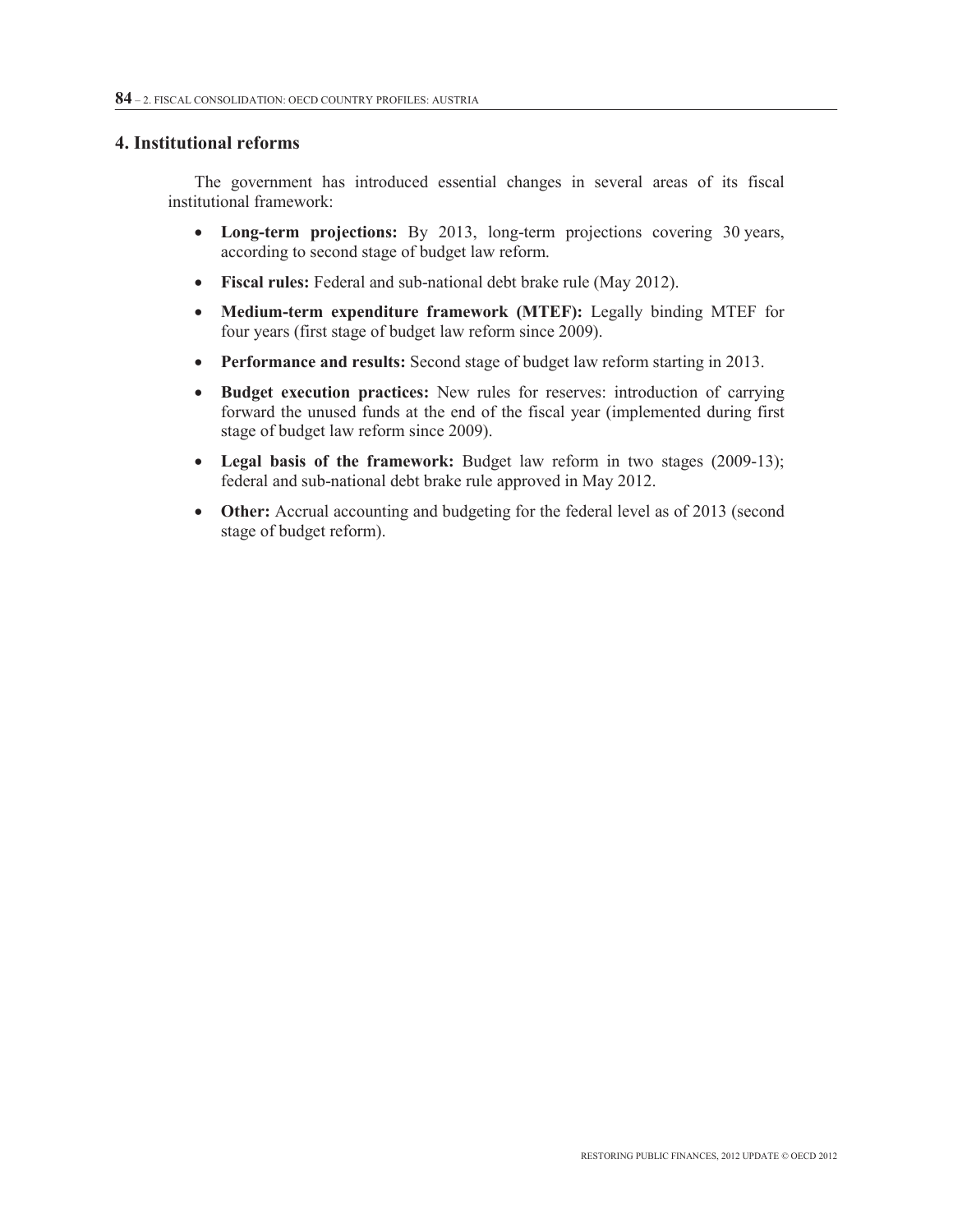## 4. Institutional reforms

The government has introduced essential changes in several areas of its fiscal institutional framework:

- **Long-term projections:** By 2013, long-term projections covering 30 years, according to second stage of budget law reform.
- **Fiscal rules:** Federal and sub-national debt brake rule (May 2012).
- **Medium-term expenditure framework (MTEF):** Legally binding MTEF for four years (first stage of budget law reform since 2009).
- **Performance and results:** Second stage of budget law reform starting in 2013.
- **Budget execution practices:** New rules for reserves: introduction of carrying forward the unused funds at the end of the fiscal year (implemented during first stage of budget law reform since 2009).
- **Legal basis of the framework:** Budget law reform in two stages (2009-13); federal and sub-national debt brake rule approved in May 2012.
- **Other:** Accrual accounting and budgeting for the federal level as of 2013 (second stage of budget reform).